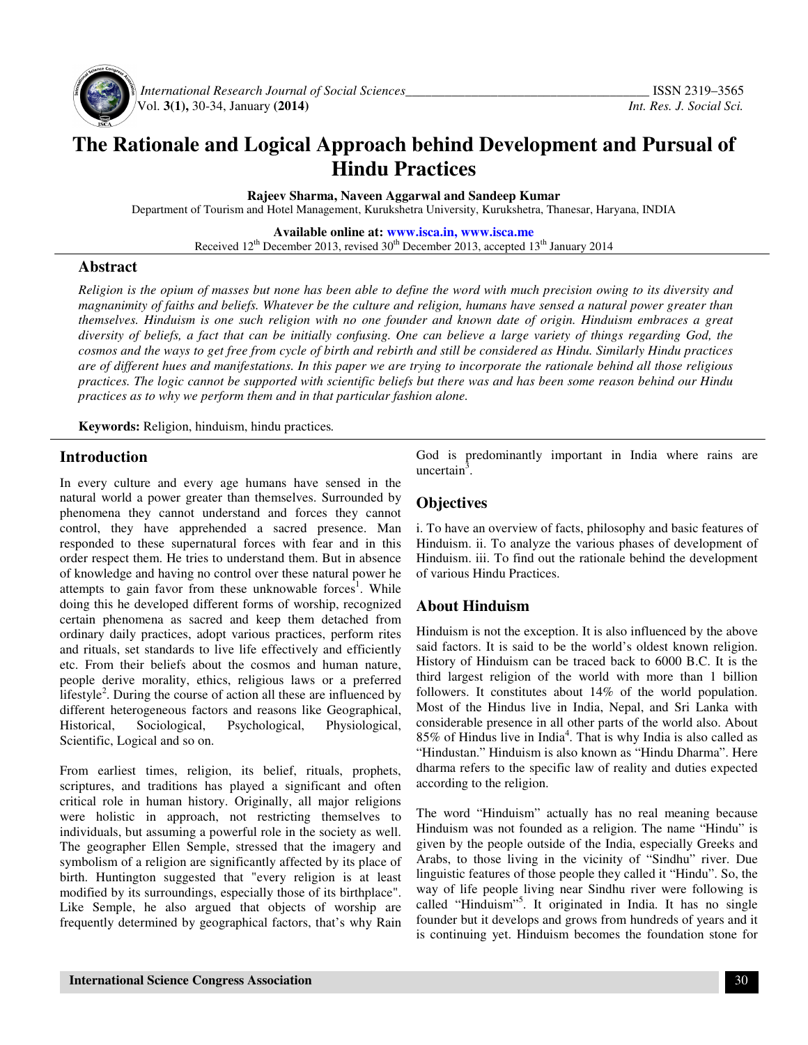# The Rationale and Logical Approach behind Development and Pursual of Hindu Practices

**Rajeev Sharma, Naveen Aggarwal and Sandeep Kumar**

Department of Tourism and Hotel Management, Kurukshetra University, Kurukshetra, Thanesar, Haryana, INDIA

**Available online at: www.isca.in, www.isca.me**

Received 12th December 2013, revised 30th December 2013, accepted 13th January 2014

## Abstract

*Religion is the opium of masses but none has been able to define the word with much precision owing to its diversity and magnanimity of faiths and beliefs. Whatever be the culture and religion, humans have sensed a natural power greater than themselves. Hinduism is one such religion with no one founder and known date of origin. Hinduism embraces a great diversity of beliefs, a fact that can be initially confusing. One can believe a large variety of things regarding God, the cosmos and the ways to get free from cycle of birth and rebirth and still be considered as Hindu. Similarly Hindu practices are of different hues and manifestations. In this paper we are trying to incorporate the rationale behind all those religious practices. The logic cannot be supported with scientific beliefs but there was and has been some reason behind our Hindu practices as to why we perform them and in that particular fashion alone.*

**Keywords:** Religion, hinduism, hindu practices.

## Introduction

In every culture and every age humans have sensed in the natural world a power greater than themselves. Surrounded by phenomena they cannot understand and forces they cannot control, they have apprehended a sacred presence. Man responded to these supernatural forces with fear and in this order respect them. He tries to understand them. But in absence of knowledge and having no control over these natural power he attempts to gain favor from these unknowable forces[1]. While doing this he developed different forms of worship, recognized certain phenomena as sacred and keep them detached from ordinary daily practices, adopt various practices, perform rites and rituals, set standards to live life effectively and efficiently etc. From their beliefs about the cosmos and human nature, people derive morality, ethics, religious laws or a preferred lifestyle[2]. During the course of action all these are influenced by different heterogeneous factors and reasons like Geographical, Historical, Sociological, Psychological, Physiological, Scientific, Logical and so on.

From earliest times, religion, its belief, rituals, prophets, scriptures, and traditions has played a significant and often critical role in human history. Originally, all major religions were holistic in approach, not restricting themselves to individuals, but assuming a powerful role in the society as well. The geographer Ellen Semple, stressed that the imagery and symbolism of a religion are significantly affected by its place of birth. Huntington suggested that "every religion is at least modified by its surroundings, especially those of its birthplace". Like Semple, he also argued that objects of worship are frequently determined by geographical factors, that's why Rain God is predominantly important in India where rains are uncertain[3].

## Objectives

i. To have an overview of facts, philosophy and basic features of Hinduism. ii. To analyze the various phases of development of Hinduism. iii. To find out the rationale behind the development of various Hindu Practices.

## About Hinduism

Hinduism is not the exception. It is also influenced by the above said factors. It is said to be the world's oldest known religion. History of Hinduism can be traced back to 6000 B.C. It is the third largest religion of the world with more than 1 billion followers. It constitutes about 14% of the world population. Most of the Hindus live in India, Nepal, and Sri Lanka with considerable presence in all other parts of the world also. About 85% of Hindus live in India[4]. That is why India is also called as "Hindustan." Hinduism is also known as "Hindu Dharma". Here dharma refers to the specific law of reality and duties expected according to the religion.

The word "Hinduism" actually has no real meaning because Hinduism was not founded as a religion. The name "Hindu" is given by the people outside of the India, especially Greeks and Arabs, to those living in the vicinity of "Sindhu" river. Due linguistic features of those people they called it "Hindu". So, the way of life people living near Sindhu river were following is called "Hinduism"[5]. It originated in India. It has no single founder but it develops and grows from hundreds of years and it is continuing yet. Hinduism becomes the foundation stone for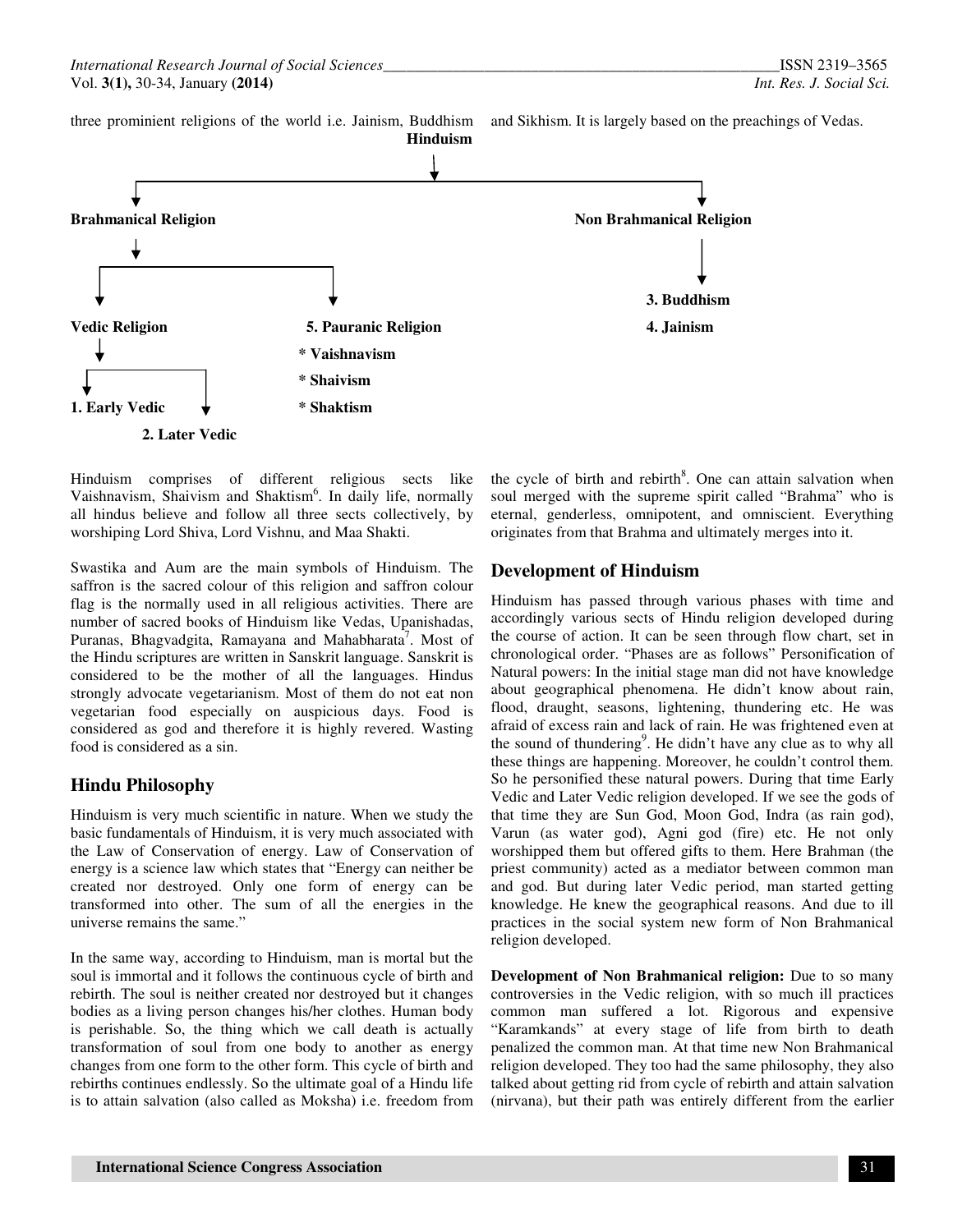three prominient religions of the world i.e. Jainism, Buddhism and Sikhism. It is largely based on the preachings of Vedas.

**Hinduism**

- **Brahmanical Religion**
  - **Vedic Religion**
    - **1. Early Vedic**
    - **2. Later Vedic**
  - **5. Pauranic Religion**
    - **\* Vaishnavism**
    - **\* Shaivism**
    - **\* Shaktism**
- **Non Brahmanical Religion**
  - **3. Buddhism**
  - **4. Jainism**

Hinduism comprises of different religious sects like Vaishnavism, Shaivism and Shaktism[6]. In daily life, normally all hindus believe and follow all three sects collectively, by worshiping Lord Shiva, Lord Vishnu, and Maa Shakti.

Swastika and Aum are the main symbols of Hinduism. The saffron is the sacred colour of this religion and saffron colour flag is the normally used in all religious activities. There are number of sacred books of Hinduism like Vedas, Upanishadas, Puranas, Bhagvadgita, Ramayana and Mahabharata[7]. Most of the Hindu scriptures are written in Sanskrit language. Sanskrit is considered to be the mother of all the languages. Hindus strongly advocate vegetarianism. Most of them do not eat non vegetarian food especially on auspicious days. Food is considered as god and therefore it is highly revered. Wasting food is considered as a sin.

## Hindu Philosophy

Hinduism is very much scientific in nature. When we study the basic fundamentals of Hinduism, it is very much associated with the Law of Conservation of energy. Law of Conservation of energy is a science law which states that "Energy can neither be created nor destroyed. Only one form of energy can be transformed into other. The sum of all the energies in the universe remains the same."

In the same way, according to Hinduism, man is mortal but the soul is immortal and it follows the continuous cycle of birth and rebirth. The soul is neither created nor destroyed but it changes bodies as a living person changes his/her clothes. Human body is perishable. So, the thing which we call death is actually transformation of soul from one body to another as energy changes from one form to the other form. This cycle of birth and rebirths continues endlessly. So the ultimate goal of a Hindu life is to attain salvation (also called as Moksha) i.e. freedom from the cycle of birth and rebirth[8]. One can attain salvation when soul merged with the supreme spirit called "Brahma" who is eternal, genderless, omnipotent, and omniscient. Everything originates from that Brahma and ultimately merges into it.

## Development of Hinduism

Hinduism has passed through various phases with time and accordingly various sects of Hindu religion developed during the course of action. It can be seen through flow chart, set in chronological order. "Phases are as follows" Personification of Natural powers: In the initial stage man did not have knowledge about geographical phenomena. He didn't know about rain, flood, draught, seasons, lightening, thundering etc. He was afraid of excess rain and lack of rain. He was frightened even at the sound of thundering[9]. He didn't have any clue as to why all these things are happening. Moreover, he couldn't control them. So he personified these natural powers. During that time Early Vedic and Later Vedic religion developed. If we see the gods of that time they are Sun God, Moon God, Indra (as rain god), Varun (as water god), Agni god (fire) etc. He not only worshipped them but offered gifts to them. Here Brahman (the priest community) acted as a mediator between common man and god. But during later Vedic period, man started getting knowledge. He knew the geographical reasons. And due to ill practices in the social system new form of Non Brahmanical religion developed.

**Development of Non Brahmanical religion:** Due to so many controversies in the Vedic religion, with so much ill practices common man suffered a lot. Rigorous and expensive "Karamkands" at every stage of life from birth to death penalized the common man. At that time new Non Brahmanical religion developed. They too had the same philosophy, they also talked about getting rid from cycle of rebirth and attain salvation (nirvana), but their path was entirely different from the earlier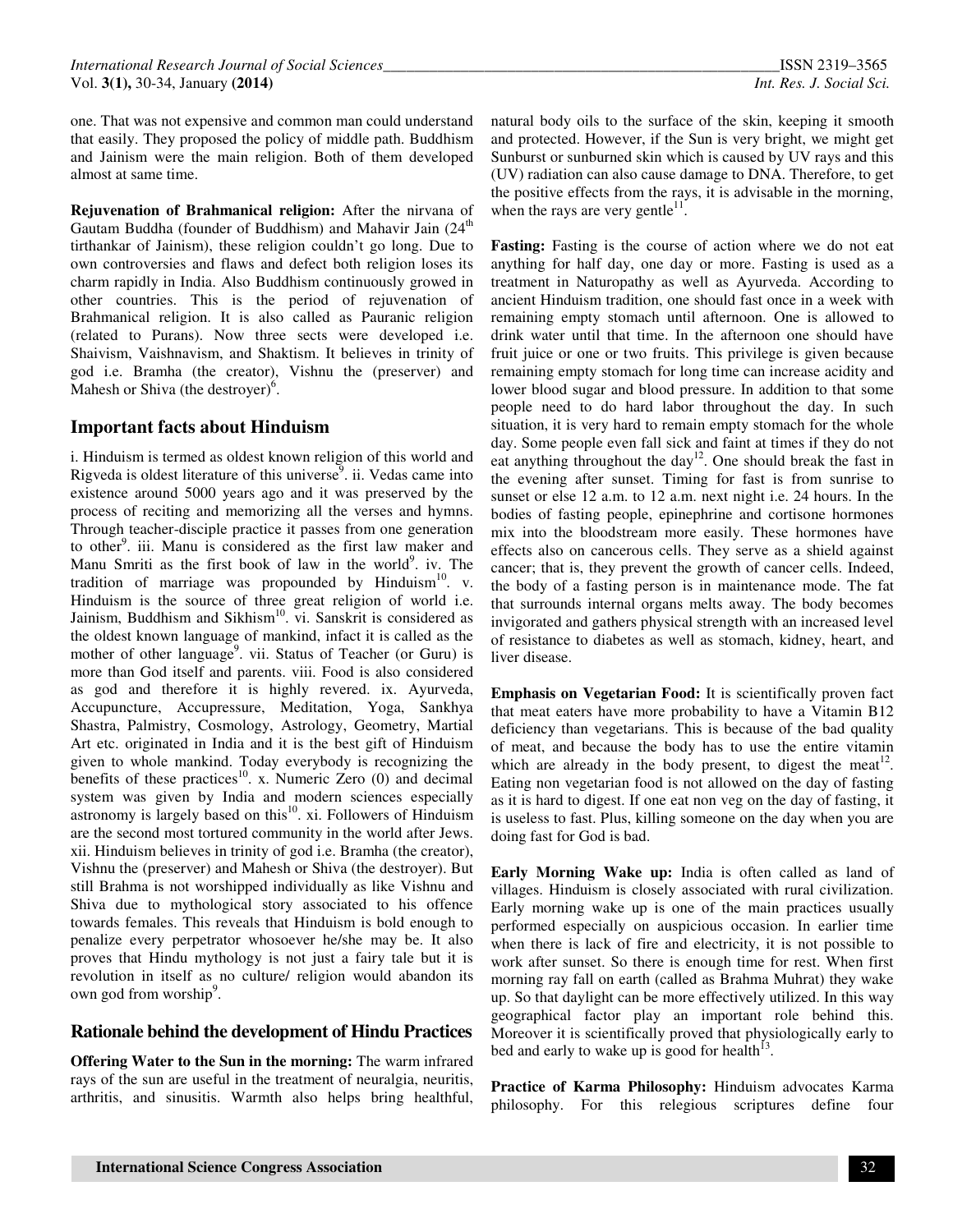one. That was not expensive and common man could understand that easily. They proposed the policy of middle path. Buddhism and Jainism were the main religion. Both of them developed almost at same time.

**Rejuvenation of Brahmanical religion:** After the nirvana of Gautam Buddha (founder of Buddhism) and Mahavir Jain (24th tirthankar of Jainism), these religion couldn't go long. Due to own controversies and flaws and defect both religion loses its charm rapidly in India. Also Buddhism continuously growed in other countries. This is the period of rejuvenation of Brahmanical religion. It is also called as Pauranic religion (related to Purans). Now three sects were developed i.e. Shaivism, Vaishnavism, and Shaktism. It believes in trinity of god i.e. Bramha (the creator), Vishnu the (preserver) and Mahesh or Shiva (the destroyer)[6].

## Important facts about Hinduism

i. Hinduism is termed as oldest known religion of this world and Rigveda is oldest literature of this universe[9]. ii. Vedas came into existence around 5000 years ago and it was preserved by the process of reciting and memorizing all the verses and hymns. Through teacher-disciple practice it passes from one generation to other[9]. iii. Manu is considered as the first law maker and Manu Smriti as the first book of law in the world[9]. iv. The tradition of marriage was propounded by Hinduism[10]. v. Hinduism is the source of three great religion of world i.e. Jainism, Buddhism and Sikhism[10]. vi. Sanskrit is considered as the oldest known language of mankind, infact it is called as the mother of other language[9]. vii. Status of Teacher (or Guru) is more than God itself and parents. viii. Food is also considered as god and therefore it is highly revered. ix. Ayurveda, Accupuncture, Accupressure, Meditation, Yoga, Sankhya Shastra, Palmistry, Cosmology, Astrology, Geometry, Martial Art etc. originated in India and it is the best gift of Hinduism given to whole mankind. Today everybody is recognizing the benefits of these practices[10]. x. Numeric Zero (0) and decimal system was given by India and modern sciences especially astronomy is largely based on this[10]. xi. Followers of Hinduism are the second most tortured community in the world after Jews. xii. Hinduism believes in trinity of god i.e. Bramha (the creator), Vishnu the (preserver) and Mahesh or Shiva (the destroyer). But still Brahma is not worshipped individually as like Vishnu and Shiva due to mythological story associated to his offence towards females. This reveals that Hinduism is bold enough to penalize every perpetrator whosoever he/she may be. It also proves that Hindu mythology is not just a fairy tale but it is revolution in itself as no culture/ religion would abandon its own god from worship[9].

## Rationale behind the development of Hindu Practices

**Offering Water to the Sun in the morning:** The warm infrared rays of the sun are useful in the treatment of neuralgia, neuritis, arthritis, and sinusitis. Warmth also helps bring healthful, natural body oils to the surface of the skin, keeping it smooth and protected. However, if the Sun is very bright, we might get Sunburst or sunburned skin which is caused by UV rays and this (UV) radiation can also cause damage to DNA. Therefore, to get the positive effects from the rays, it is advisable in the morning, when the rays are very gentle[11].

**Fasting:** Fasting is the course of action where we do not eat anything for half day, one day or more. Fasting is used as a treatment in Naturopathy as well as Ayurveda. According to ancient Hinduism tradition, one should fast once in a week with remaining empty stomach until afternoon. One is allowed to drink water until that time. In the afternoon one should have fruit juice or one or two fruits. This privilege is given because remaining empty stomach for long time can increase acidity and lower blood sugar and blood pressure. In addition to that some people need to do hard labor throughout the day. In such situation, it is very hard to remain empty stomach for the whole day. Some people even fall sick and faint at times if they do not eat anything throughout the day[12]. One should break the fast in the evening after sunset. Timing for fast is from sunrise to sunset or else 12 a.m. to 12 a.m. next night i.e. 24 hours. In the bodies of fasting people, epinephrine and cortisone hormones mix into the bloodstream more easily. These hormones have effects also on cancerous cells. They serve as a shield against cancer; that is, they prevent the growth of cancer cells. Indeed, the body of a fasting person is in maintenance mode. The fat that surrounds internal organs melts away. The body becomes invigorated and gathers physical strength with an increased level of resistance to diabetes as well as stomach, kidney, heart, and liver disease.

**Emphasis on Vegetarian Food:** It is scientifically proven fact that meat eaters have more probability to have a Vitamin B12 deficiency than vegetarians. This is because of the bad quality of meat, and because the body has to use the entire vitamin which are already in the body present, to digest the meat[12]. Eating non vegetarian food is not allowed on the day of fasting as it is hard to digest. If one eat non veg on the day of fasting, it is useless to fast. Plus, killing someone on the day when you are doing fast for God is bad.

**Early Morning Wake up:** India is often called as land of villages. Hinduism is closely associated with rural civilization. Early morning wake up is one of the main practices usually performed especially on auspicious occasion. In earlier time when there is lack of fire and electricity, it is not possible to work after sunset. So there is enough time for rest. When first morning ray fall on earth (called as Brahma Muhrat) they wake up. So that daylight can be more effectively utilized. In this way geographical factor play an important role behind this. Moreover it is scientifically proved that physiologically early to bed and early to wake up is good for health[13].

**Practice of Karma Philosophy:** Hinduism advocates Karma philosophy. For this relegious scriptures define four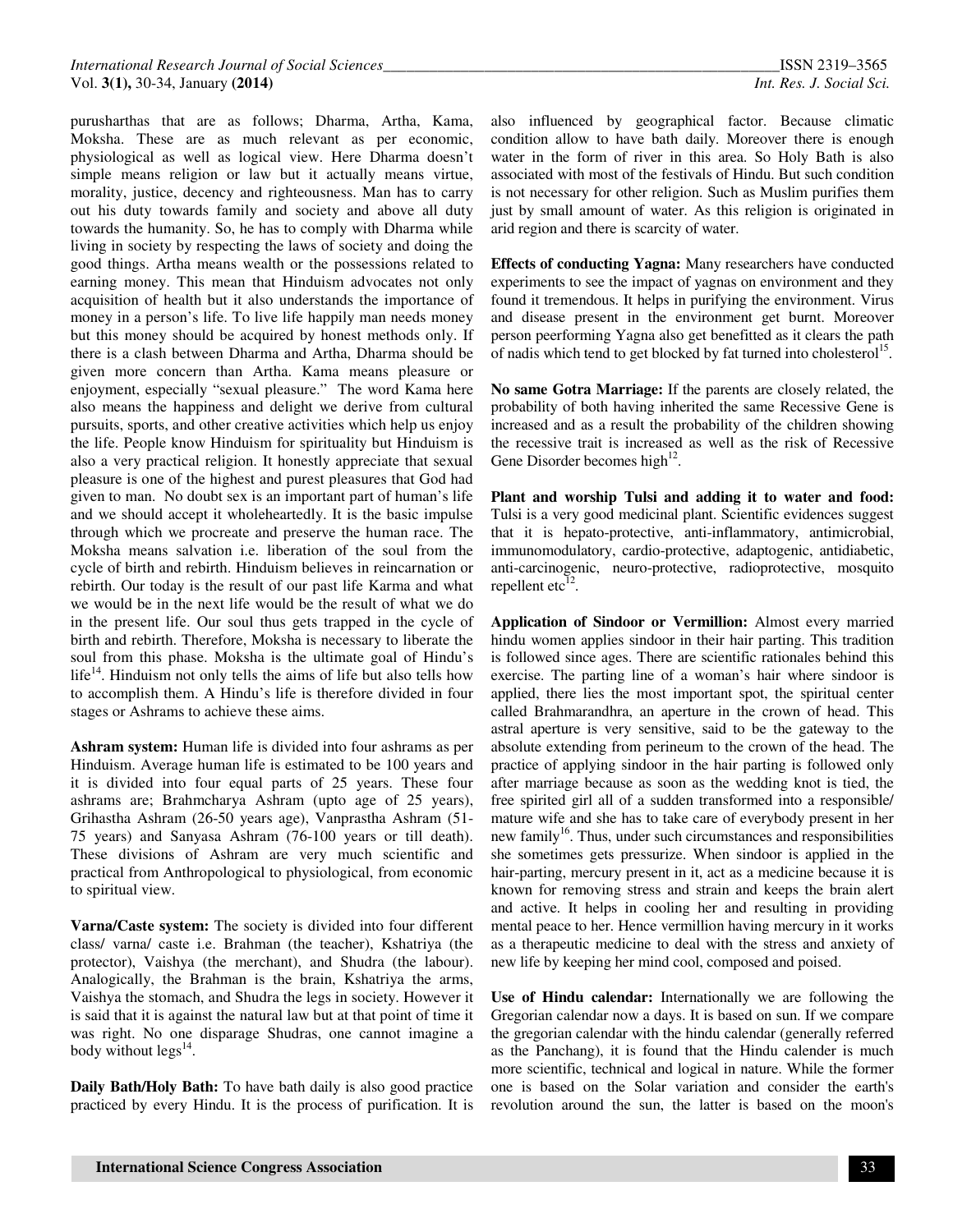purusharthas that are as follows; Dharma, Artha, Kama, Moksha. These are as much relevant as per economic, physiological as well as logical view. Here Dharma doesn't simple means religion or law but it actually means virtue, morality, justice, decency and righteousness. Man has to carry out his duty towards family and society and above all duty towards the humanity. So, he has to comply with Dharma while living in society by respecting the laws of society and doing the good things. Artha means wealth or the possessions related to earning money. This mean that Hinduism advocates not only acquisition of health but it also understands the importance of money in a person's life. To live life happily man needs money but this money should be acquired by honest methods only. If there is a clash between Dharma and Artha, Dharma should be given more concern than Artha. Kama means pleasure or enjoyment, especially "sexual pleasure." The word Kama here also means the happiness and delight we derive from cultural pursuits, sports, and other creative activities which help us enjoy the life. People know Hinduism for spirituality but Hinduism is also a very practical religion. It honestly appreciate that sexual pleasure is one of the highest and purest pleasures that God had given to man. No doubt sex is an important part of human's life and we should accept it wholeheartedly. It is the basic impulse through which we procreate and preserve the human race. The Moksha means salvation i.e. liberation of the soul from the cycle of birth and rebirth. Hinduism believes in reincarnation or rebirth. Our today is the result of our past life Karma and what we would be in the next life would be the result of what we do in the present life. Our soul thus gets trapped in the cycle of birth and rebirth. Therefore, Moksha is necessary to liberate the soul from this phase. Moksha is the ultimate goal of Hindu's life[14]. Hinduism not only tells the aims of life but also tells how to accomplish them. A Hindu's life is therefore divided in four stages or Ashrams to achieve these aims.

**Ashram system:** Human life is divided into four ashrams as per Hinduism. Average human life is estimated to be 100 years and it is divided into four equal parts of 25 years. These four ashrams are; Brahmcharya Ashram (upto age of 25 years), Grihastha Ashram (26-50 years age), Vanprastha Ashram (51-75 years) and Sanyasa Ashram (76-100 years or till death). These divisions of Ashram are very much scientific and practical from Anthropological to physiological, from economic to spiritual view.

**Varna/Caste system:** The society is divided into four different class/ varna/ caste i.e. Brahman (the teacher), Kshatriya (the protector), Vaishya (the merchant), and Shudra (the labour). Analogically, the Brahman is the brain, Kshatriya the arms, Vaishya the stomach, and Shudra the legs in society. However it is said that it is against the natural law but at that point of time it was right. No one disparage Shudras, one cannot imagine a body without legs[14].

**Daily Bath/Holy Bath:** To have bath daily is also good practice practiced by every Hindu. It is the process of purification. It is also influenced by geographical factor. Because climatic condition allow to have bath daily. Moreover there is enough water in the form of river in this area. So Holy Bath is also associated with most of the festivals of Hindu. But such condition is not necessary for other religion. Such as Muslim purifies them just by small amount of water. As this religion is originated in arid region and there is scarcity of water.

**Effects of conducting Yagna:** Many researchers have conducted experiments to see the impact of yagnas on environment and they found it tremendous. It helps in purifying the environment. Virus and disease present in the environment get burnt. Moreover person peerforming Yagna also get benefitted as it clears the path of nadis which tend to get blocked by fat turned into cholesterol[15].

**No same Gotra Marriage:** If the parents are closely related, the probability of both having inherited the same Recessive Gene is increased and as a result the probability of the children showing the recessive trait is increased as well as the risk of Recessive Gene Disorder becomes high[12].

**Plant and worship Tulsi and adding it to water and food:** Tulsi is a very good medicinal plant. Scientific evidences suggest that it is hepato-protective, anti-inflammatory, antimicrobial, immunomodulatory, cardio-protective, adaptogenic, antidiabetic, anti-carcinogenic, neuro-protective, radioprotective, mosquito repellent etc[12].

**Application of Sindoor or Vermillion:** Almost every married hindu women applies sindoor in their hair parting. This tradition is followed since ages. There are scientific rationales behind this exercise. The parting line of a woman's hair where sindoor is applied, there lies the most important spot, the spiritual center called Brahmarandhra, an aperture in the crown of head. This astral aperture is very sensitive, said to be the gateway to the absolute extending from perineum to the crown of the head. The practice of applying sindoor in the hair parting is followed only after marriage because as soon as the wedding knot is tied, the free spirited girl all of a sudden transformed into a responsible/ mature wife and she has to take care of everybody present in her new family[16]. Thus, under such circumstances and responsibilities she sometimes gets pressurize. When sindoor is applied in the hair-parting, mercury present in it, act as a medicine because it is known for removing stress and strain and keeps the brain alert and active. It helps in cooling her and resulting in providing mental peace to her. Hence vermillion having mercury in it works as a therapeutic medicine to deal with the stress and anxiety of new life by keeping her mind cool, composed and poised.

**Use of Hindu calendar:** Internationally we are following the Gregorian calendar now a days. It is based on sun. If we compare the gregorian calendar with the hindu calendar (generally referred as the Panchang), it is found that the Hindu calender is much more scientific, technical and logical in nature. While the former one is based on the Solar variation and consider the earth's revolution around the sun, the latter is based on the moon's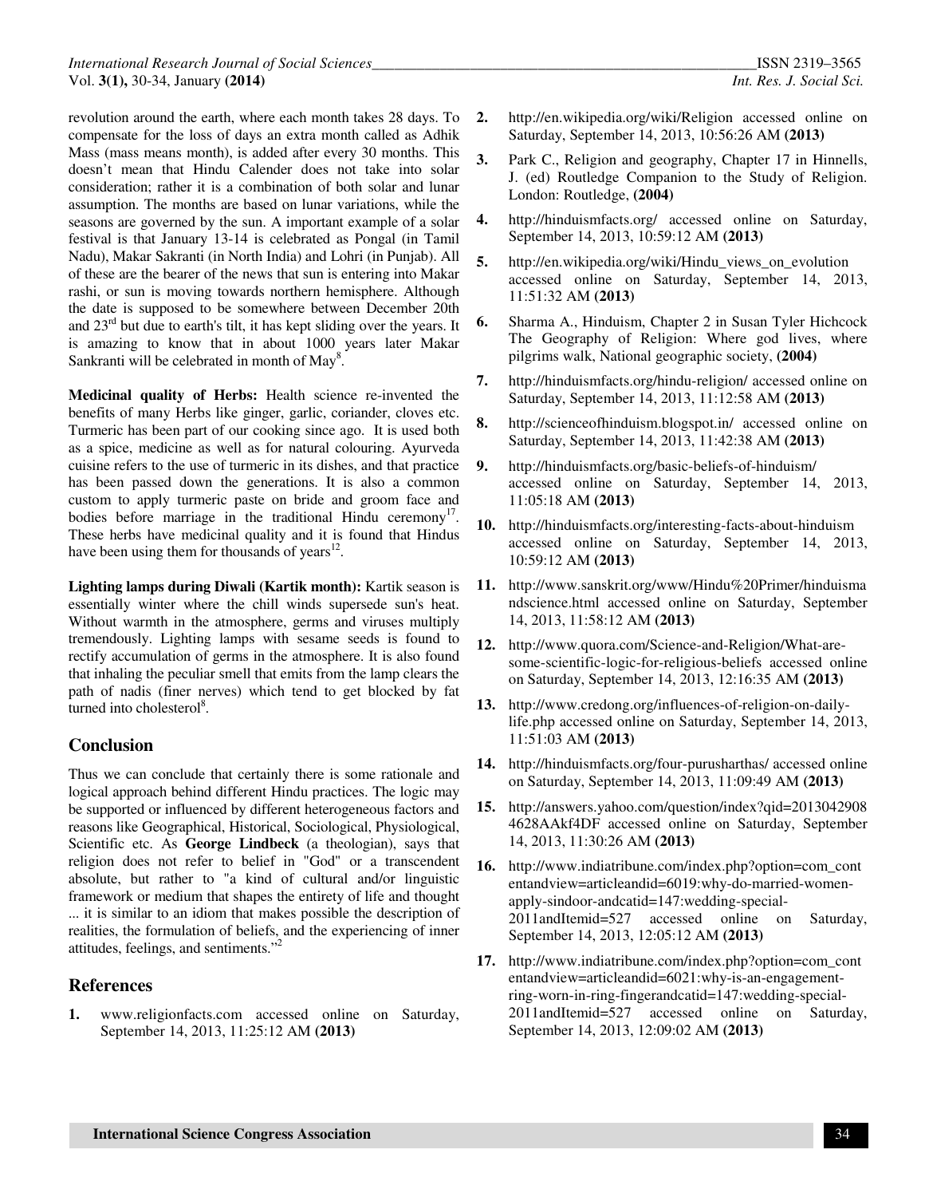revolution around the earth, where each month takes 28 days. To compensate for the loss of days an extra month called as Adhik Mass (mass means month), is added after every 30 months. This doesn't mean that Hindu Calender does not take into solar consideration; rather it is a combination of both solar and lunar assumption. The months are based on lunar variations, while the seasons are governed by the sun. A important example of a solar festival is that January 13-14 is celebrated as Pongal (in Tamil Nadu), Makar Sakranti (in North India) and Lohri (in Punjab). All of these are the bearer of the news that sun is entering into Makar rashi, or sun is moving towards northern hemisphere. Although the date is supposed to be somewhere between December 20th and 23rd but due to earth's tilt, it has kept sliding over the years. It is amazing to know that in about 1000 years later Makar Sankranti will be celebrated in month of May[8].

**Medicinal quality of Herbs:** Health science re-invented the benefits of many Herbs like ginger, garlic, coriander, cloves etc. Turmeric has been part of our cooking since ago. It is used both as a spice, medicine as well as for natural colouring. Ayurveda cuisine refers to the use of turmeric in its dishes, and that practice has been passed down the generations. It is also a common custom to apply turmeric paste on bride and groom face and bodies before marriage in the traditional Hindu ceremony[17]. These herbs have medicinal quality and it is found that Hindus have been using them for thousands of years[12].

**Lighting lamps during Diwali (Kartik month):** Kartik season is essentially winter where the chill winds supersede sun's heat. Without warmth in the atmosphere, germs and viruses multiply tremendously. Lighting lamps with sesame seeds is found to rectify accumulation of germs in the atmosphere. It is also found that inhaling the peculiar smell that emits from the lamp clears the path of nadis (finer nerves) which tend to get blocked by fat turned into cholesterol[8].

## Conclusion

Thus we can conclude that certainly there is some rationale and logical approach behind different Hindu practices. The logic may be supported or influenced by different heterogeneous factors and reasons like Geographical, Historical, Sociological, Physiological, Scientific etc. As **George Lindbeck** (a theologian), says that religion does not refer to belief in "God" or a transcendent absolute, but rather to "a kind of cultural and/or linguistic framework or medium that shapes the entirety of life and thought ... it is similar to an idiom that makes possible the description of realities, the formulation of beliefs, and the experiencing of inner attitudes, feelings, and sentiments."[2]

## References

1. www.religionfacts.com accessed online on Saturday, September 14, 2013, 11:25:12 AM **(2013)**
2. http://en.wikipedia.org/wiki/Religion accessed online on Saturday, September 14, 2013, 10:56:26 AM **(2013)**
3. Park C., Religion and geography, Chapter 17 in Hinnells, J. (ed) Routledge Companion to the Study of Religion. London: Routledge, **(2004)**
4. http://hinduismfacts.org/ accessed online on Saturday, September 14, 2013, 10:59:12 AM **(2013)**
5. http://en.wikipedia.org/wiki/Hindu_views_on_evolution accessed online on Saturday, September 14, 2013, 11:51:32 AM **(2013)**
6. Sharma A., Hinduism, Chapter 2 in Susan Tyler Hichcock The Geography of Religion: Where god lives, where pilgrims walk, National geographic society, **(2004)**
7. http://hinduismfacts.org/hindu-religion/ accessed online on Saturday, September 14, 2013, 11:12:58 AM **(2013)**
8. http://scienceofhinduism.blogspot.in/ accessed online on Saturday, September 14, 2013, 11:42:38 AM **(2013)**
9. http://hinduismfacts.org/basic-beliefs-of-hinduism/ accessed online on Saturday, September 14, 2013, 11:05:18 AM **(2013)**
10. http://hinduismfacts.org/interesting-facts-about-hinduism accessed online on Saturday, September 14, 2013, 10:59:12 AM **(2013)**
11. http://www.sanskrit.org/www/Hindu%20Primer/hinduismandscience.html accessed online on Saturday, September 14, 2013, 11:58:12 AM **(2013)**
12. http://www.quora.com/Science-and-Religion/What-are-some-scientific-logic-for-religious-beliefs accessed online on Saturday, September 14, 2013, 12:16:35 AM **(2013)**
13. http://www.credong.org/influences-of-religion-on-daily-life.php accessed online on Saturday, September 14, 2013, 11:51:03 AM **(2013)**
14. http://hinduismfacts.org/four-purusharthas/ accessed online on Saturday, September 14, 2013, 11:09:49 AM **(2013)**
15. http://answers.yahoo.com/question/index?qid=20130429084628AAkf4DF accessed online on Saturday, September 14, 2013, 11:30:26 AM **(2013)**
16. http://www.indiatribune.com/index.php?option=com_contentandview=articleandid=6019:why-do-married-women-apply-sindoor-andcatid=147:wedding-special-2011andItemid=527 accessed online on Saturday, September 14, 2013, 12:05:12 AM **(2013)**
17. http://www.indiatribune.com/index.php?option=com_contentandview=articleandid=6021:why-is-an-engagement-ring-worn-in-ring-fingerandcatid=147:wedding-special-2011andItemid=527 accessed online on Saturday, September 14, 2013, 12:09:02 AM **(2013)**